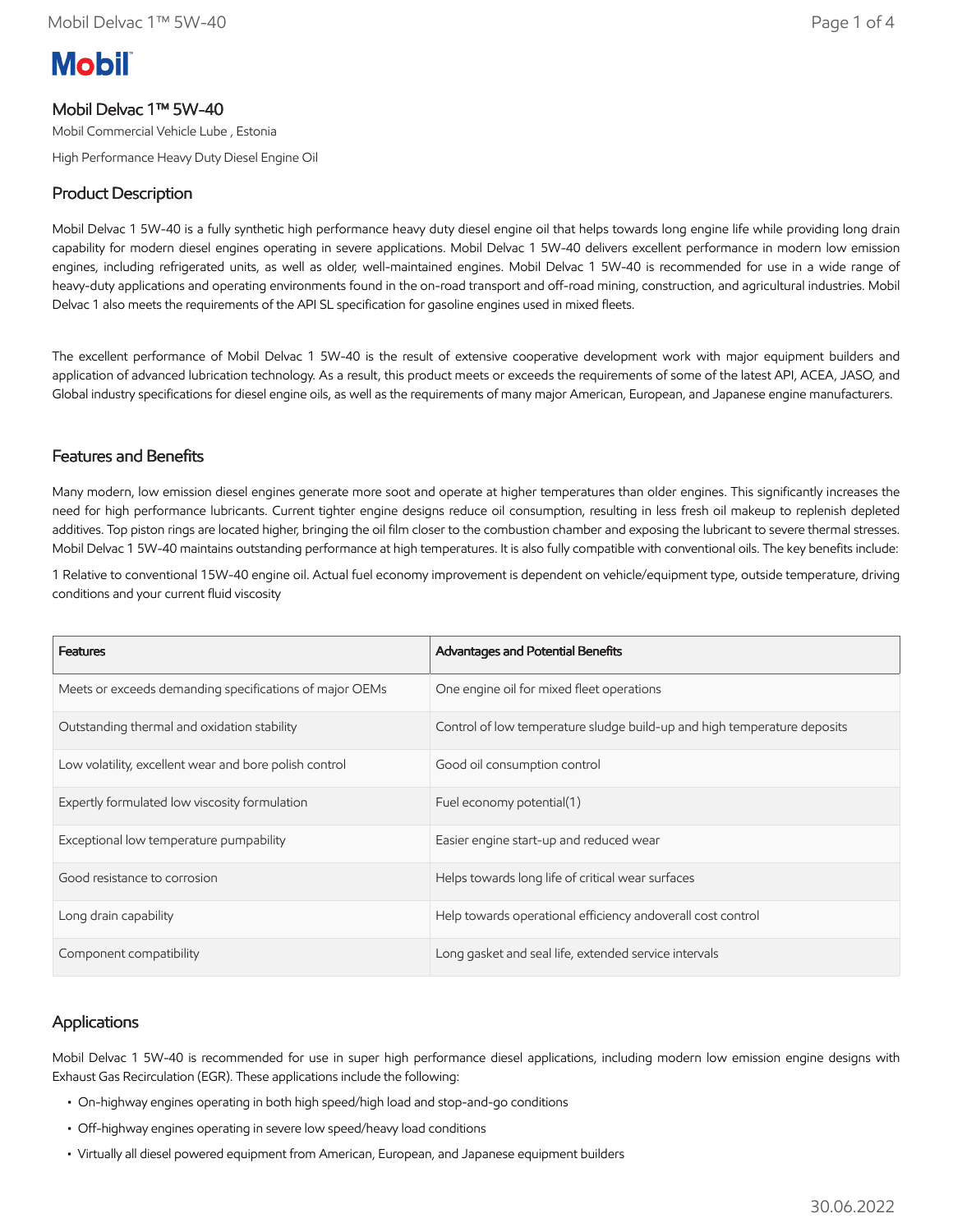# Mobil Delvac 1™ 5W-40

Mobil Commercial Vehicle Lube , Estonia

High Performance Heavy Duty Diesel Engine Oil

## Product Description

Mobil Delvac 1 5W-40 is a fully synthetic high performance heavy duty diesel engine oil that helps towards long engine life while providing long drain capability for modern diesel engines operating in severe applications. Mobil Delvac 1 5W-40 delivers excellent performance in modern low emission engines, including refrigerated units, as well as older, well-maintained engines. Mobil Delvac 1 5W-40 is recommended for use in a wide range of heavy-duty applications and operating environments found in the on-road transport and off-road mining, construction, and agricultural industries. Mobil Delvac 1 also meets the requirements of the API SL specification for gasoline engines used in mixed fleets.

The excellent performance of Mobil Delvac 1 5W-40 is the result of extensive cooperative development work with major equipment builders and application of advanced lubrication technology. As a result, this product meets or exceeds the requirements of some of the latest API, ACEA, JASO, and Global industry specifications for diesel engine oils, as well as the requirements of many major American, European, and Japanese engine manufacturers.

## Features and Benefits

Many modern, low emission diesel engines generate more soot and operate at higher temperatures than older engines. This significantly increases the need for high performance lubricants. Current tighter engine designs reduce oil consumption, resulting in less fresh oil makeup to replenish depleted additives. Top piston rings are located higher, bringing the oil film closer to the combustion chamber and exposing the lubricant to severe thermal stresses. Mobil Delvac 1 5W-40 maintains outstanding performance at high temperatures. It is also fully compatible with conventional oils. The key benefits include:

1 Relative to conventional 15W-40 engine oil. Actual fuel economy improvement is dependent on vehicle/equipment type, outside temperature, driving conditions and your current fluid viscosity

| Features | Advantages and Potential Benefits |
| --- | --- |
| Meets or exceeds demanding specifications of major OEMs | One engine oil for mixed fleet operations |
| Outstanding thermal and oxidation stability | Control of low temperature sludge build-up and high temperature deposits |
| Low volatility, excellent wear and bore polish control | Good oil consumption control |
| Expertly formulated low viscosity formulation | Fuel economy potential(1) |
| Exceptional low temperature pumpability | Easier engine start-up and reduced wear |
| Good resistance to corrosion | Helps towards long life of critical wear surfaces |
| Long drain capability | Help towards operational efficiency andoverall cost control |
| Component compatibility | Long gasket and seal life, extended service intervals |

## Applications

Mobil Delvac 1 5W-40 is recommended for use in super high performance diesel applications, including modern low emission engine designs with Exhaust Gas Recirculation (EGR). These applications include the following:

- On-highway engines operating in both high speed/high load and stop-and-go conditions
- Off-highway engines operating in severe low speed/heavy load conditions
- Virtually all diesel powered equipment from American, European, and Japanese equipment builders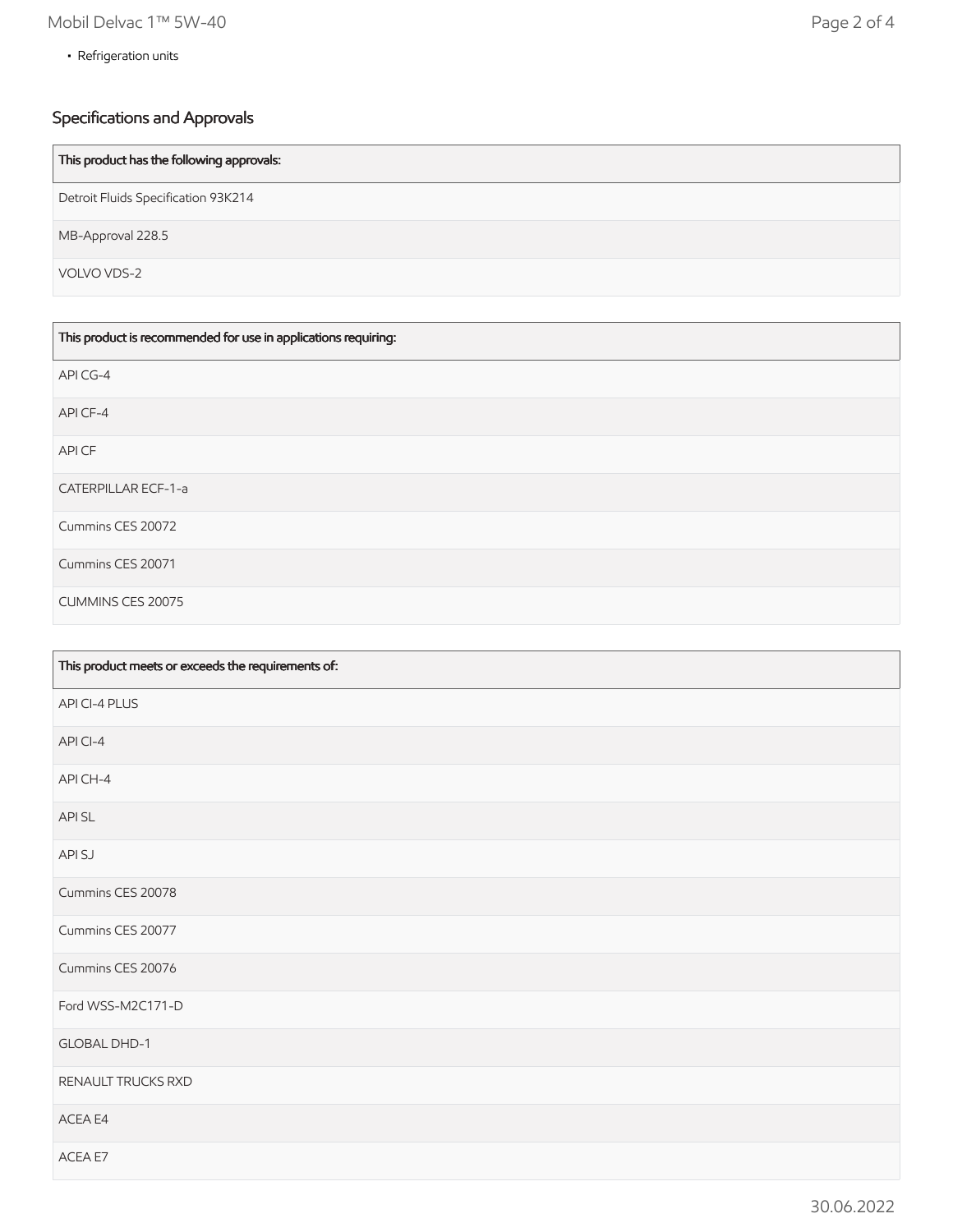- Refrigeration units

## Specifications and Approvals

| This product has the following approvals: |
| --- |
| Detroit Fluids Specification 93K214 |
| MB-Approval 228.5 |
| VOLVO VDS-2 |

| This product is recommended for use in applications requiring: |
| --- |
| API CG-4 |
| API CF-4 |
| API CF |
| CATERPILLAR ECF-1-a |
| Cummins CES 20072 |
| Cummins CES 20071 |
| CUMMINS CES 20075 |

| This product meets or exceeds the requirements of: |
| --- |
| API CI-4 PLUS |
| API CI-4 |
| API CH-4 |
| API SL |
| API SJ |
| Cummins CES 20078 |
| Cummins CES 20077 |
| Cummins CES 20076 |
| Ford WSS-M2C171-D |
| GLOBAL DHD-1 |
| RENAULT TRUCKS RXD |
| ACEA E4 |
| ACEA E7 |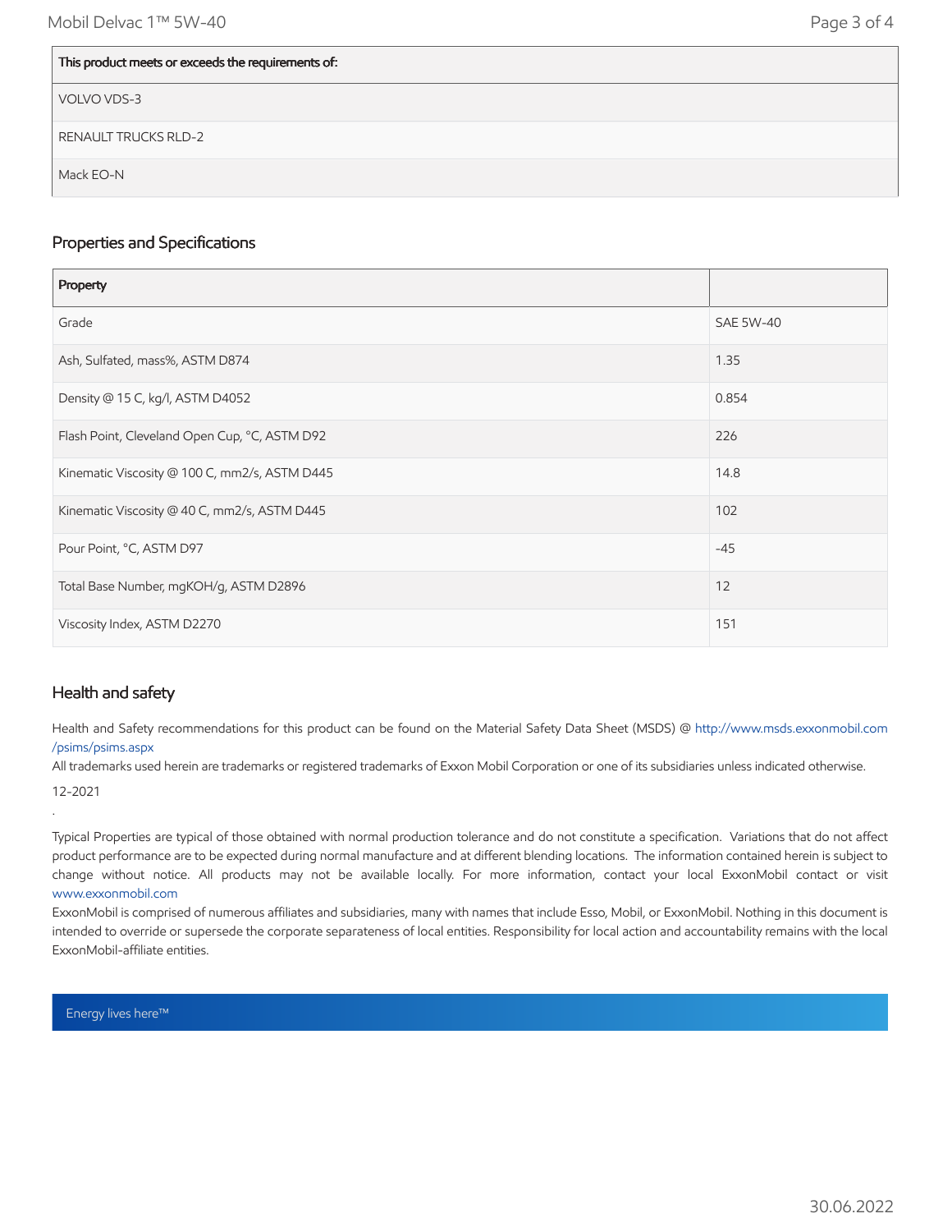| This product meets or exceeds the requirements of: |
|---|
| VOLVO VDS-3 |
| RENAULT TRUCKS RLD-2 |
| Mack EO-N |

## Properties and Specifications

| Property | |
|---|---|
| Grade | SAE 5W-40 |
| Ash, Sulfated, mass%, ASTM D874 | 1.35 |
| Density @ 15 C, kg/l, ASTM D4052 | 0.854 |
| Flash Point, Cleveland Open Cup, °C, ASTM D92 | 226 |
| Kinematic Viscosity @ 100 C, mm2/s, ASTM D445 | 14.8 |
| Kinematic Viscosity @ 40 C, mm2/s, ASTM D445 | 102 |
| Pour Point, °C, ASTM D97 | -45 |
| Total Base Number, mgKOH/g, ASTM D2896 | 12 |
| Viscosity Index, ASTM D2270 | 151 |

## Health and safety

Health and Safety recommendations for this product can be found on the Material Safety Data Sheet (MSDS) @ http://www.msds.exxonmobil.com/psims/psims.aspx

All trademarks used herein are trademarks or registered trademarks of Exxon Mobil Corporation or one of its subsidiaries unless indicated otherwise.

12-2021

.

Typical Properties are typical of those obtained with normal production tolerance and do not constitute a specification. Variations that do not affect product performance are to be expected during normal manufacture and at different blending locations. The information contained herein is subject to change without notice. All products may not be available locally. For more information, contact your local ExxonMobil contact or visit www.exxonmobil.com

ExxonMobil is comprised of numerous affiliates and subsidiaries, many with names that include Esso, Mobil, or ExxonMobil. Nothing in this document is intended to override or supersede the corporate separateness of local entities. Responsibility for local action and accountability remains with the local ExxonMobil-affiliate entities.

Energy lives here™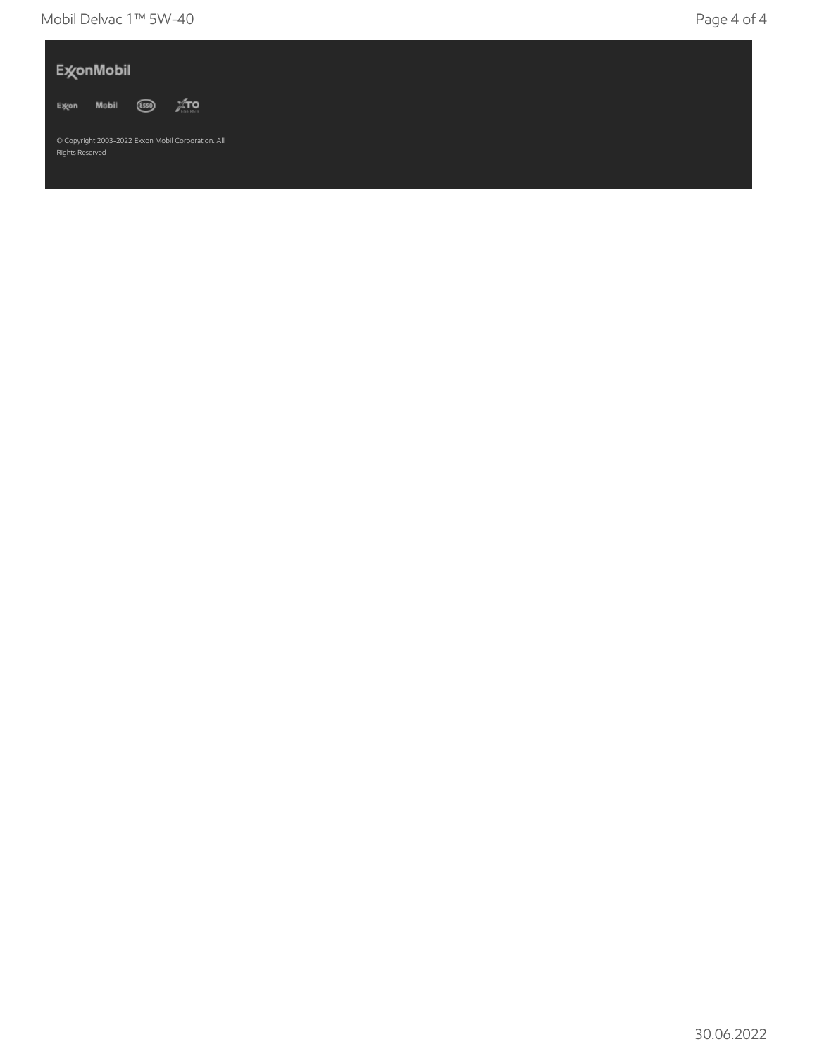ExxonMobil

Exxon Mobil Esso XTO

© Copyright 2003-2022 Exxon Mobil Corporation. All Rights Reserved